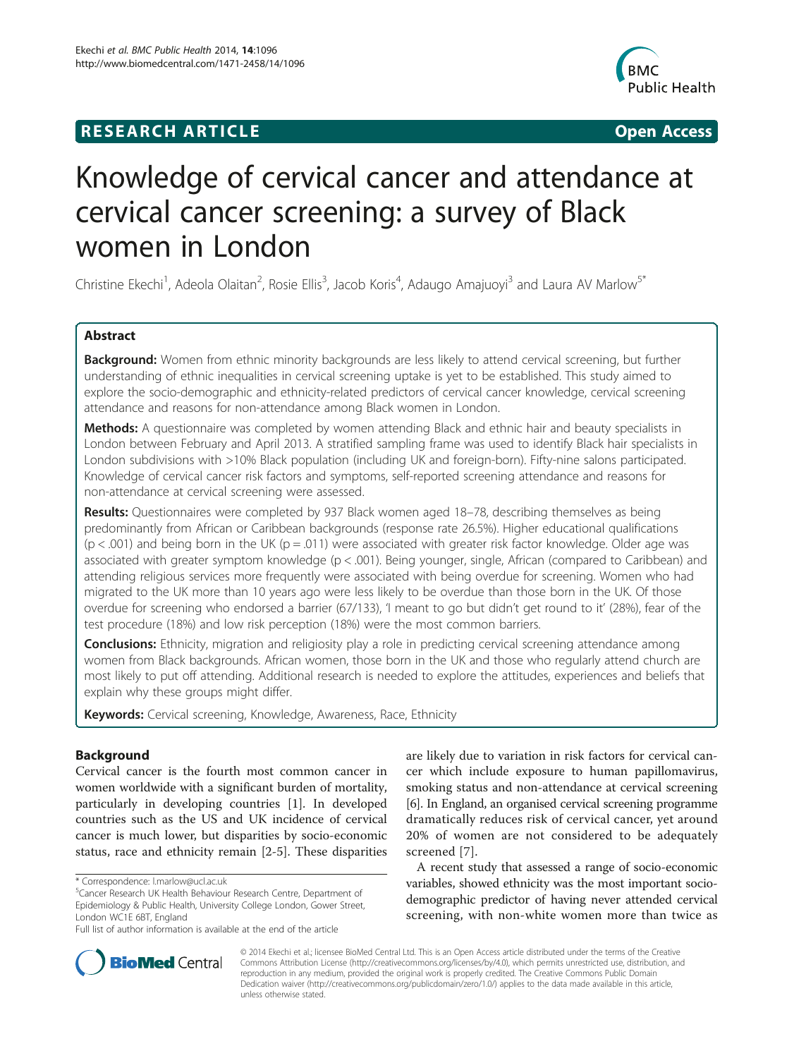# RESEARCH ARTICLE

Open Access

# Knowledge of cervical cancer and attendance at cervical cancer screening: a survey of Black women in London

Christine Ekechi[1], Adeola Olaitan[2], Rosie Ellis[3], Jacob Koris[4], Adaugo Amajuoyi[3] and Laura AV Marlow[5*]

## Abstract

**Background:** Women from ethnic minority backgrounds are less likely to attend cervical screening, but further understanding of ethnic inequalities in cervical screening uptake is yet to be established. This study aimed to explore the socio-demographic and ethnicity-related predictors of cervical cancer knowledge, cervical screening attendance and reasons for non-attendance among Black women in London.

**Methods:** A questionnaire was completed by women attending Black and ethnic hair and beauty specialists in London between February and April 2013. A stratified sampling frame was used to identify Black hair specialists in London subdivisions with >10% Black population (including UK and foreign-born). Fifty-nine salons participated. Knowledge of cervical cancer risk factors and symptoms, self-reported screening attendance and reasons for non-attendance at cervical screening were assessed.

**Results:** Questionnaires were completed by 937 Black women aged 18–78, describing themselves as being predominantly from African or Caribbean backgrounds (response rate 26.5%). Higher educational qualifications ($p < .001$) and being born in the UK ($p = .011$) were associated with greater risk factor knowledge. Older age was associated with greater symptom knowledge ($p < .001$). Being younger, single, African (compared to Caribbean) and attending religious services more frequently were associated with being overdue for screening. Women who had migrated to the UK more than 10 years ago were less likely to be overdue than those born in the UK. Of those overdue for screening who endorsed a barrier (67/133), 'I meant to go but didn't get round to it' (28%), fear of the test procedure (18%) and low risk perception (18%) were the most common barriers.

**Conclusions:** Ethnicity, migration and religiosity play a role in predicting cervical screening attendance among women from Black backgrounds. African women, those born in the UK and those who regularly attend church are most likely to put off attending. Additional research is needed to explore the attitudes, experiences and beliefs that explain why these groups might differ.

**Keywords:** Cervical screening, Knowledge, Awareness, Race, Ethnicity

## Background

Cervical cancer is the fourth most common cancer in women worldwide with a significant burden of mortality, particularly in developing countries [1]. In developed countries such as the US and UK incidence of cervical cancer is much lower, but disparities by socio-economic status, race and ethnicity remain [2-5]. These disparities are likely due to variation in risk factors for cervical cancer which include exposure to human papillomavirus, smoking status and non-attendance at cervical screening [6]. In England, an organised cervical screening programme dramatically reduces risk of cervical cancer, yet around 20% of women are not considered to be adequately screened [7].

A recent study that assessed a range of socio-economic variables, showed ethnicity was the most important socio-demographic predictor of having never attended cervical screening, with non-white women more than twice as

\* Correspondence: l.marlow@ucl.ac.uk

[5]Cancer Research UK Health Behaviour Research Centre, Department of Epidemiology & Public Health, University College London, Gower Street, London WC1E 6BT, England

Full list of author information is available at the end of the article

© 2014 Ekechi et al.; licensee BioMed Central Ltd. This is an Open Access article distributed under the terms of the Creative Commons Attribution License (http://creativecommons.org/licenses/by/4.0), which permits unrestricted use, distribution, and reproduction in any medium, provided the original work is properly credited. The Creative Commons Public Domain Dedication waiver (http://creativecommons.org/publicdomain/zero/1.0/) applies to the data made available in this article, unless otherwise stated.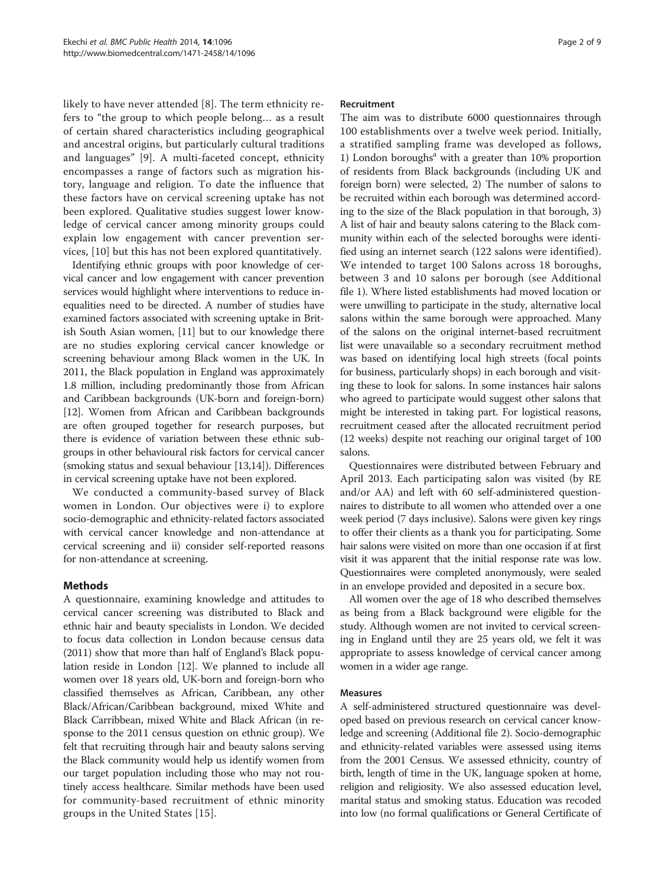likely to have never attended [8]. The term ethnicity refers to "the group to which people belong… as a result of certain shared characteristics including geographical and ancestral origins, but particularly cultural traditions and languages" [9]. A multi-faceted concept, ethnicity encompasses a range of factors such as migration history, language and religion. To date the influence that these factors have on cervical screening uptake has not been explored. Qualitative studies suggest lower knowledge of cervical cancer among minority groups could explain low engagement with cancer prevention services, [10] but this has not been explored quantitatively.

Identifying ethnic groups with poor knowledge of cervical cancer and low engagement with cancer prevention services would highlight where interventions to reduce inequalities need to be directed. A number of studies have examined factors associated with screening uptake in British South Asian women, [11] but to our knowledge there are no studies exploring cervical cancer knowledge or screening behaviour among Black women in the UK. In 2011, the Black population in England was approximately 1.8 million, including predominantly those from African and Caribbean backgrounds (UK-born and foreign-born) [12]. Women from African and Caribbean backgrounds are often grouped together for research purposes, but there is evidence of variation between these ethnic subgroups in other behavioural risk factors for cervical cancer (smoking status and sexual behaviour [13,14]). Differences in cervical screening uptake have not been explored.

We conducted a community-based survey of Black women in London. Our objectives were i) to explore socio-demographic and ethnicity-related factors associated with cervical cancer knowledge and non-attendance at cervical screening and ii) consider self-reported reasons for non-attendance at screening.

## Methods

A questionnaire, examining knowledge and attitudes to cervical cancer screening was distributed to Black and ethnic hair and beauty specialists in London. We decided to focus data collection in London because census data (2011) show that more than half of England's Black population reside in London [12]. We planned to include all women over 18 years old, UK-born and foreign-born who classified themselves as African, Caribbean, any other Black/African/Caribbean background, mixed White and Black Carribbean, mixed White and Black African (in response to the 2011 census question on ethnic group). We felt that recruiting through hair and beauty salons serving the Black community would help us identify women from our target population including those who may not routinely access healthcare. Similar methods have been used for community-based recruitment of ethnic minority groups in the United States [15].

### Recruitment

The aim was to distribute 6000 questionnaires through 100 establishments over a twelve week period. Initially, a stratified sampling frame was developed as follows, 1) London boroughs[a] with a greater than 10% proportion of residents from Black backgrounds (including UK and foreign born) were selected, 2) The number of salons to be recruited within each borough was determined according to the size of the Black population in that borough, 3) A list of hair and beauty salons catering to the Black community within each of the selected boroughs were identified using an internet search (122 salons were identified). We intended to target 100 Salons across 18 boroughs, between 3 and 10 salons per borough (see Additional file 1). Where listed establishments had moved location or were unwilling to participate in the study, alternative local salons within the same borough were approached. Many of the salons on the original internet-based recruitment list were unavailable so a secondary recruitment method was based on identifying local high streets (focal points for business, particularly shops) in each borough and visiting these to look for salons. In some instances hair salons who agreed to participate would suggest other salons that might be interested in taking part. For logistical reasons, recruitment ceased after the allocated recruitment period (12 weeks) despite not reaching our original target of 100 salons.

Questionnaires were distributed between February and April 2013. Each participating salon was visited (by RE and/or AA) and left with 60 self-administered questionnaires to distribute to all women who attended over a one week period (7 days inclusive). Salons were given key rings to offer their clients as a thank you for participating. Some hair salons were visited on more than one occasion if at first visit it was apparent that the initial response rate was low. Questionnaires were completed anonymously, were sealed in an envelope provided and deposited in a secure box.

All women over the age of 18 who described themselves as being from a Black background were eligible for the study. Although women are not invited to cervical screening in England until they are 25 years old, we felt it was appropriate to assess knowledge of cervical cancer among women in a wider age range.

### Measures

A self-administered structured questionnaire was developed based on previous research on cervical cancer knowledge and screening (Additional file 2). Socio-demographic and ethnicity-related variables were assessed using items from the 2001 Census. We assessed ethnicity, country of birth, length of time in the UK, language spoken at home, religion and religiosity. We also assessed education level, marital status and smoking status. Education was recoded into low (no formal qualifications or General Certificate of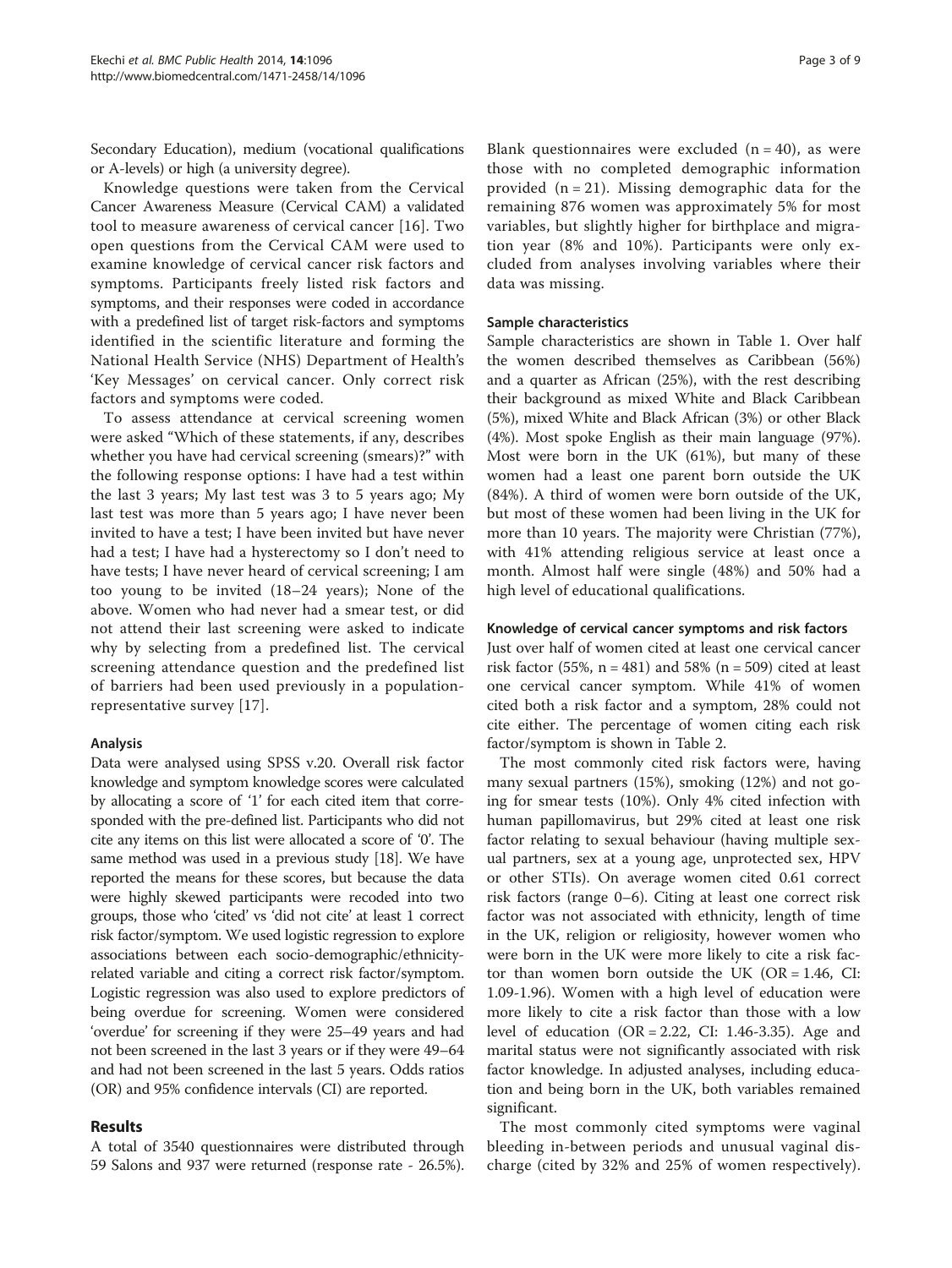Secondary Education), medium (vocational qualifications or A-levels) or high (a university degree).

Knowledge questions were taken from the Cervical Cancer Awareness Measure (Cervical CAM) a validated tool to measure awareness of cervical cancer [16]. Two open questions from the Cervical CAM were used to examine knowledge of cervical cancer risk factors and symptoms. Participants freely listed risk factors and symptoms, and their responses were coded in accordance with a predefined list of target risk-factors and symptoms identified in the scientific literature and forming the National Health Service (NHS) Department of Health's 'Key Messages' on cervical cancer. Only correct risk factors and symptoms were coded.

To assess attendance at cervical screening women were asked "Which of these statements, if any, describes whether you have had cervical screening (smears)?" with the following response options: I have had a test within the last 3 years; My last test was 3 to 5 years ago; My last test was more than 5 years ago; I have never been invited to have a test; I have been invited but have never had a test; I have had a hysterectomy so I don't need to have tests; I have never heard of cervical screening; I am too young to be invited (18–24 years); None of the above. Women who had never had a smear test, or did not attend their last screening were asked to indicate why by selecting from a predefined list. The cervical screening attendance question and the predefined list of barriers had been used previously in a population-representative survey [17].

### Analysis

Data were analysed using SPSS v.20. Overall risk factor knowledge and symptom knowledge scores were calculated by allocating a score of '1' for each cited item that corresponded with the pre-defined list. Participants who did not cite any items on this list were allocated a score of '0'. The same method was used in a previous study [18]. We have reported the means for these scores, but because the data were highly skewed participants were recoded into two groups, those who 'cited' vs 'did not cite' at least 1 correct risk factor/symptom. We used logistic regression to explore associations between each socio-demographic/ethnicity-related variable and citing a correct risk factor/symptom. Logistic regression was also used to explore predictors of being overdue for screening. Women were considered 'overdue' for screening if they were 25–49 years and had not been screened in the last 3 years or if they were 49–64 and had not been screened in the last 5 years. Odds ratios (OR) and 95% confidence intervals (CI) are reported.

## Results

A total of 3540 questionnaires were distributed through 59 Salons and 937 were returned (response rate - 26.5%). Blank questionnaires were excluded ($n = 40$), as were those with no completed demographic information provided ($n = 21$). Missing demographic data for the remaining 876 women was approximately 5% for most variables, but slightly higher for birthplace and migration year (8% and 10%). Participants were only excluded from analyses involving variables where their data was missing.

### Sample characteristics

Sample characteristics are shown in Table 1. Over half the women described themselves as Caribbean (56%) and a quarter as African (25%), with the rest describing their background as mixed White and Black Caribbean (5%), mixed White and Black African (3%) or other Black (4%). Most spoke English as their main language (97%). Most were born in the UK (61%), but many of these women had a least one parent born outside the UK (84%). A third of women were born outside of the UK, but most of these women had been living in the UK for more than 10 years. The majority were Christian (77%), with 41% attending religious service at least once a month. Almost half were single (48%) and 50% had a high level of educational qualifications.

### Knowledge of cervical cancer symptoms and risk factors

Just over half of women cited at least one cervical cancer risk factor (55%, $n = 481$) and 58% ($n = 509$) cited at least one cervical cancer symptom. While 41% of women cited both a risk factor and a symptom, 28% could not cite either. The percentage of women citing each risk factor/symptom is shown in Table 2.

The most commonly cited risk factors were, having many sexual partners (15%), smoking (12%) and not going for smear tests (10%). Only 4% cited infection with human papillomavirus, but 29% cited at least one risk factor relating to sexual behaviour (having multiple sexual partners, sex at a young age, unprotected sex, HPV or other STIs). On average women cited 0.61 correct risk factors (range 0–6). Citing at least one correct risk factor was not associated with ethnicity, length of time in the UK, religion or religiosity, however women who were born in the UK were more likely to cite a risk factor than women born outside the UK (OR = 1.46, CI: 1.09-1.96). Women with a high level of education were more likely to cite a risk factor than those with a low level of education (OR = 2.22, CI: 1.46-3.35). Age and marital status were not significantly associated with risk factor knowledge. In adjusted analyses, including education and being born in the UK, both variables remained significant.

The most commonly cited symptoms were vaginal bleeding in-between periods and unusual vaginal discharge (cited by 32% and 25% of women respectively).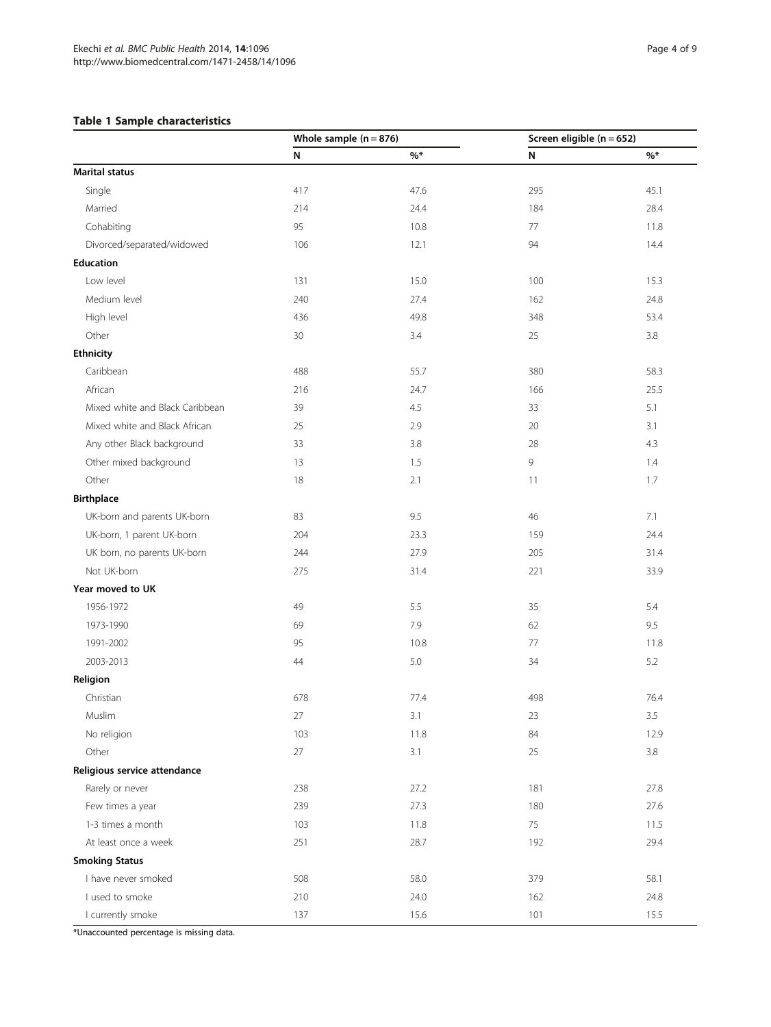**Table 1 Sample characteristics**

| | Whole sample (n = 876) | | Screen eligible (n = 652) | |
|---|---|---|---|---|
| | N | %* | N | %* |
| **Marital status** | | | | |
| Single | 417 | 47.6 | 295 | 45.1 |
| Married | 214 | 24.4 | 184 | 28.4 |
| Cohabiting | 95 | 10.8 | 77 | 11.8 |
| Divorced/separated/widowed | 106 | 12.1 | 94 | 14.4 |
| **Education** | | | | |
| Low level | 131 | 15.0 | 100 | 15.3 |
| Medium level | 240 | 27.4 | 162 | 24.8 |
| High level | 436 | 49.8 | 348 | 53.4 |
| Other | 30 | 3.4 | 25 | 3.8 |
| **Ethnicity** | | | | |
| Caribbean | 488 | 55.7 | 380 | 58.3 |
| African | 216 | 24.7 | 166 | 25.5 |
| Mixed white and Black Caribbean | 39 | 4.5 | 33 | 5.1 |
| Mixed white and Black African | 25 | 2.9 | 20 | 3.1 |
| Any other Black background | 33 | 3.8 | 28 | 4.3 |
| Other mixed background | 13 | 1.5 | 9 | 1.4 |
| Other | 18 | 2.1 | 11 | 1.7 |
| **Birthplace** | | | | |
| UK-born and parents UK-born | 83 | 9.5 | 46 | 7.1 |
| UK-born, 1 parent UK-born | 204 | 23.3 | 159 | 24.4 |
| UK born, no parents UK-born | 244 | 27.9 | 205 | 31.4 |
| Not UK-born | 275 | 31.4 | 221 | 33.9 |
| **Year moved to UK** | | | | |
| 1956-1972 | 49 | 5.5 | 35 | 5.4 |
| 1973-1990 | 69 | 7.9 | 62 | 9.5 |
| 1991-2002 | 95 | 10.8 | 77 | 11.8 |
| 2003-2013 | 44 | 5.0 | 34 | 5.2 |
| **Religion** | | | | |
| Christian | 678 | 77.4 | 498 | 76.4 |
| Muslim | 27 | 3.1 | 23 | 3.5 |
| No religion | 103 | 11.8 | 84 | 12.9 |
| Other | 27 | 3.1 | 25 | 3.8 |
| **Religious service attendance** | | | | |
| Rarely or never | 238 | 27.2 | 181 | 27.8 |
| Few times a year | 239 | 27.3 | 180 | 27.6 |
| 1-3 times a month | 103 | 11.8 | 75 | 11.5 |
| At least once a week | 251 | 28.7 | 192 | 29.4 |
| **Smoking Status** | | | | |
| I have never smoked | 508 | 58.0 | 379 | 58.1 |
| I used to smoke | 210 | 24.0 | 162 | 24.8 |
| I currently smoke | 137 | 15.6 | 101 | 15.5 |

*Unaccounted percentage is missing data.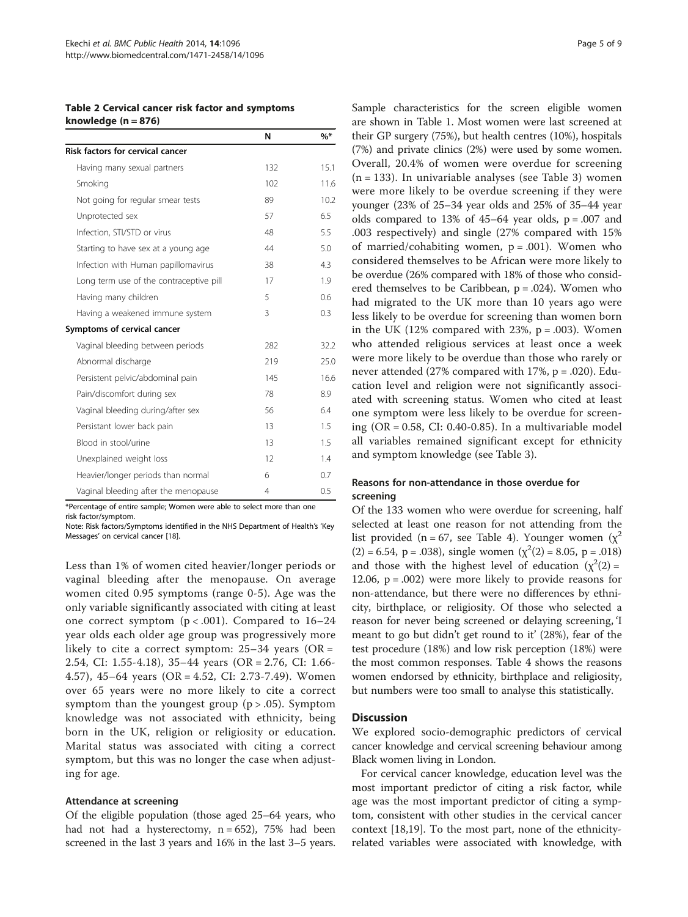**Table 2 Cervical cancer risk factor and symptoms knowledge (n = 876)**

| | N | %* |
|---|---|---|
| **Risk factors for cervical cancer** | | |
| Having many sexual partners | 132 | 15.1 |
| Smoking | 102 | 11.6 |
| Not going for regular smear tests | 89 | 10.2 |
| Unprotected sex | 57 | 6.5 |
| Infection, STI/STD or virus | 48 | 5.5 |
| Starting to have sex at a young age | 44 | 5.0 |
| Infection with Human papillomavirus | 38 | 4.3 |
| Long term use of the contraceptive pill | 17 | 1.9 |
| Having many children | 5 | 0.6 |
| Having a weakened immune system | 3 | 0.3 |
| **Symptoms of cervical cancer** | | |
| Vaginal bleeding between periods | 282 | 32.2 |
| Abnormal discharge | 219 | 25.0 |
| Persistent pelvic/abdominal pain | 145 | 16.6 |
| Pain/discomfort during sex | 78 | 8.9 |
| Vaginal bleeding during/after sex | 56 | 6.4 |
| Persistant lower back pain | 13 | 1.5 |
| Blood in stool/urine | 13 | 1.5 |
| Unexplained weight loss | 12 | 1.4 |
| Heavier/longer periods than normal | 6 | 0.7 |
| Vaginal bleeding after the menopause | 4 | 0.5 |

*Percentage of entire sample; Women were able to select more than one risk factor/symptom.
Note: Risk factors/Symptoms identified in the NHS Department of Health's 'Key Messages' on cervical cancer [18].

Less than 1% of women cited heavier/longer periods or vaginal bleeding after the menopause. On average women cited 0.95 symptoms (range 0-5). Age was the only variable significantly associated with citing at least one correct symptom ($p < .001$). Compared to 16–24 year olds each older age group was progressively more likely to cite a correct symptom: 25–34 years (OR = 2.54, CI: 1.55-4.18), 35–44 years (OR = 2.76, CI: 1.66-4.57), 45–64 years (OR = 4.52, CI: 2.73-7.49). Women over 65 years were no more likely to cite a correct symptom than the youngest group ($p > .05$). Symptom knowledge was not associated with ethnicity, being born in the UK, religion or religiosity or education. Marital status was associated with citing a correct symptom, but this was no longer the case when adjusting for age.

### Attendance at screening

Of the eligible population (those aged 25–64 years, who had not had a hysterectomy, n = 652), 75% had been screened in the last 3 years and 16% in the last 3–5 years. Sample characteristics for the screen eligible women are shown in Table 1. Most women were last screened at their GP surgery (75%), but health centres (10%), hospitals (7%) and private clinics (2%) were used by some women. Overall, 20.4% of women were overdue for screening (n = 133). In univariable analyses (see Table 3) women were more likely to be overdue screening if they were younger (23% of 25–34 year olds and 25% of 35–44 year olds compared to 13% of 45–64 year olds, $p = .007$ and .003 respectively) and single (27% compared with 15% of married/cohabiting women, $p = .001$). Women who considered themselves to be African were more likely to be overdue (26% compared with 18% of those who considered themselves to be Caribbean, $p = .024$). Women who had migrated to the UK more than 10 years ago were less likely to be overdue for screening than women born in the UK (12% compared with 23%, $p = .003$). Women who attended religious services at least once a week were more likely to be overdue than those who rarely or never attended (27% compared with 17%, $p = .020$). Education level and religion were not significantly associated with screening status. Women who cited at least one symptom were less likely to be overdue for screening (OR = 0.58, CI: 0.40-0.85). In a multivariable model all variables remained significant except for ethnicity and symptom knowledge (see Table 3).

### Reasons for non-attendance in those overdue for screening

Of the 133 women who were overdue for screening, half selected at least one reason for not attending from the list provided (n = 67, see Table 4). Younger women ($\chi^2(2) = 6.54$, $p = .038$), single women ($\chi^2(2) = 8.05$, $p = .018$) and those with the highest level of education ($\chi^2(2) = 12.06$, $p = .002$) were more likely to provide reasons for non-attendance, but there were no differences by ethnicity, birthplace, or religiosity. Of those who selected a reason for never being screened or delaying screening, 'I meant to go but didn't get round to it' (28%), fear of the test procedure (18%) and low risk perception (18%) were the most common responses. Table 4 shows the reasons women endorsed by ethnicity, birthplace and religiosity, but numbers were too small to analyse this statistically.

## Discussion

We explored socio-demographic predictors of cervical cancer knowledge and cervical screening behaviour among Black women living in London.

For cervical cancer knowledge, education level was the most important predictor of citing a risk factor, while age was the most important predictor of citing a symptom, consistent with other studies in the cervical cancer context [18,19]. To the most part, none of the ethnicity-related variables were associated with knowledge, with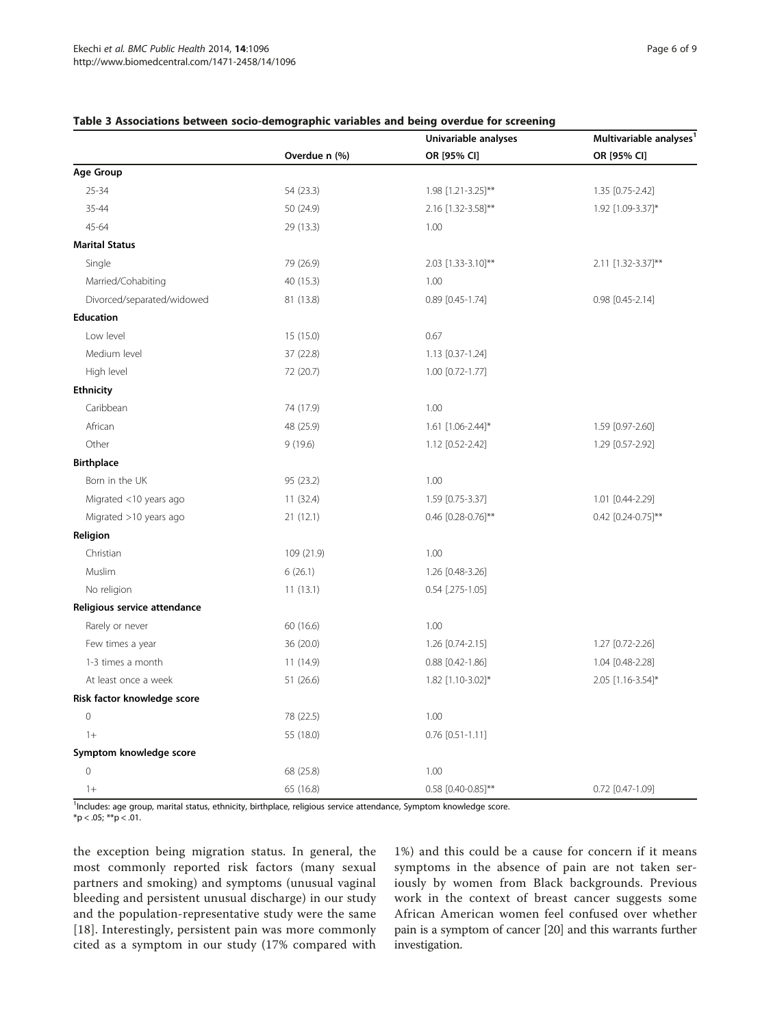**Table 3 Associations between socio-demographic variables and being overdue for screening**

| | Overdue n (%) | Univariable analyses OR [95% CI] | Multivariable analyses[1] OR [95% CI] |
|---|---|---|---|
| **Age Group** | | | |
| 25-34 | 54 (23.3) | 1.98 [1.21-3.25]** | 1.35 [0.75-2.42] |
| 35-44 | 50 (24.9) | 2.16 [1.32-3.58]** | 1.92 [1.09-3.37]* |
| 45-64 | 29 (13.3) | 1.00 | |
| **Marital Status** | | | |
| Single | 79 (26.9) | 2.03 [1.33-3.10]** | 2.11 [1.32-3.37]** |
| Married/Cohabiting | 40 (15.3) | 1.00 | |
| Divorced/separated/widowed | 81 (13.8) | 0.89 [0.45-1.74] | 0.98 [0.45-2.14] |
| **Education** | | | |
| Low level | 15 (15.0) | 0.67 | |
| Medium level | 37 (22.8) | 1.13 [0.37-1.24] | |
| High level | 72 (20.7) | 1.00 [0.72-1.77] | |
| **Ethnicity** | | | |
| Caribbean | 74 (17.9) | 1.00 | |
| African | 48 (25.9) | 1.61 [1.06-2.44]* | 1.59 [0.97-2.60] |
| Other | 9 (19.6) | 1.12 [0.52-2.42] | 1.29 [0.57-2.92] |
| **Birthplace** | | | |
| Born in the UK | 95 (23.2) | 1.00 | |
| Migrated <10 years ago | 11 (32.4) | 1.59 [0.75-3.37] | 1.01 [0.44-2.29] |
| Migrated >10 years ago | 21 (12.1) | 0.46 [0.28-0.76]** | 0.42 [0.24-0.75]** |
| **Religion** | | | |
| Christian | 109 (21.9) | 1.00 | |
| Muslim | 6 (26.1) | 1.26 [0.48-3.26] | |
| No religion | 11 (13.1) | 0.54 [.275-1.05] | |
| **Religious service attendance** | | | |
| Rarely or never | 60 (16.6) | 1.00 | |
| Few times a year | 36 (20.0) | 1.26 [0.74-2.15] | 1.27 [0.72-2.26] |
| 1-3 times a month | 11 (14.9) | 0.88 [0.42-1.86] | 1.04 [0.48-2.28] |
| At least once a week | 51 (26.6) | 1.82 [1.10-3.02]* | 2.05 [1.16-3.54]* |
| **Risk factor knowledge score** | | | |
| 0 | 78 (22.5) | 1.00 | |
| 1+ | 55 (18.0) | 0.76 [0.51-1.11] | |
| **Symptom knowledge score** | | | |
| 0 | 68 (25.8) | 1.00 | |
| 1+ | 65 (16.8) | 0.58 [0.40-0.85]** | 0.72 [0.47-1.09] |

[1]Includes: age group, marital status, ethnicity, birthplace, religious service attendance, Symptom knowledge score.
*p < .05; **p < .01.

the exception being migration status. In general, the most commonly reported risk factors (many sexual partners and smoking) and symptoms (unusual vaginal bleeding and persistent unusual discharge) in our study and the population-representative study were the same [18]. Interestingly, persistent pain was more commonly cited as a symptom in our study (17% compared with 1%) and this could be a cause for concern if it means symptoms in the absence of pain are not taken seriously by women from Black backgrounds. Previous work in the context of breast cancer suggests some African American women feel confused over whether pain is a symptom of cancer [20] and this warrants further investigation.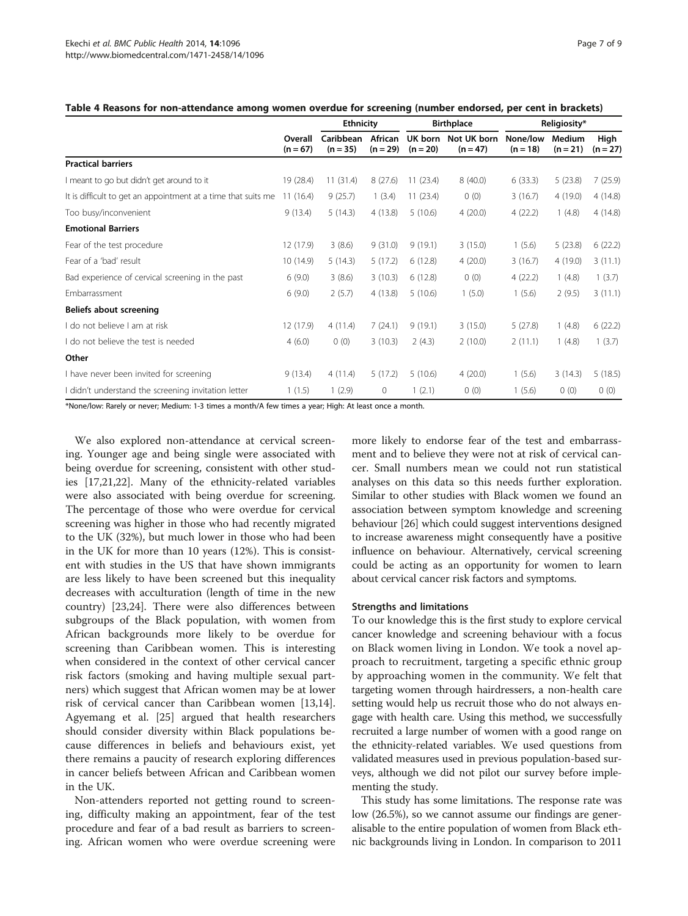**Table 4 Reasons for non-attendance among women overdue for screening (number endorsed, per cent in brackets)**

| | Overall (n = 67) | Ethnicity | | Birthplace | | Religiosity* | | |
|---|---|---|---|---|---|---|---|---|
| | | Caribbean (n = 35) | African (n = 29) | UK born (n = 20) | Not UK born (n = 47) | None/low (n = 18) | Medium (n = 21) | High (n = 27) |
| **Practical barriers** | | | | | | | | |
| I meant to go but didn't get around to it | 19 (28.4) | 11 (31.4) | 8 (27.6) | 11 (23.4) | 8 (40.0) | 6 (33.3) | 5 (23.8) | 7 (25.9) |
| It is difficult to get an appointment at a time that suits me | 11 (16.4) | 9 (25.7) | 1 (3.4) | 11 (23.4) | 0 (0) | 3 (16.7) | 4 (19.0) | 4 (14.8) |
| Too busy/inconvenient | 9 (13.4) | 5 (14.3) | 4 (13.8) | 5 (10.6) | 4 (20.0) | 4 (22.2) | 1 (4.8) | 4 (14.8) |
| **Emotional Barriers** | | | | | | | | |
| Fear of the test procedure | 12 (17.9) | 3 (8.6) | 9 (31.0) | 9 (19.1) | 3 (15.0) | 1 (5.6) | 5 (23.8) | 6 (22.2) |
| Fear of a 'bad' result | 10 (14.9) | 5 (14.3) | 5 (17.2) | 6 (12.8) | 4 (20.0) | 3 (16.7) | 4 (19.0) | 3 (11.1) |
| Bad experience of cervical screening in the past | 6 (9.0) | 3 (8.6) | 3 (10.3) | 6 (12.8) | 0 (0) | 4 (22.2) | 1 (4.8) | 1 (3.7) |
| Embarrassment | 6 (9.0) | 2 (5.7) | 4 (13.8) | 5 (10.6) | 1 (5.0) | 1 (5.6) | 2 (9.5) | 3 (11.1) |
| **Beliefs about screening** | | | | | | | | |
| I do not believe I am at risk | 12 (17.9) | 4 (11.4) | 7 (24.1) | 9 (19.1) | 3 (15.0) | 5 (27.8) | 1 (4.8) | 6 (22.2) |
| I do not believe the test is needed | 4 (6.0) | 0 (0) | 3 (10.3) | 2 (4.3) | 2 (10.0) | 2 (11.1) | 1 (4.8) | 1 (3.7) |
| **Other** | | | | | | | | |
| I have never been invited for screening | 9 (13.4) | 4 (11.4) | 5 (17.2) | 5 (10.6) | 4 (20.0) | 1 (5.6) | 3 (14.3) | 5 (18.5) |
| I didn't understand the screening invitation letter | 1 (1.5) | 1 (2.9) | 0 | 1 (2.1) | 0 (0) | 1 (5.6) | 0 (0) | 0 (0) |

*None/low: Rarely or never; Medium: 1-3 times a month/A few times a year; High: At least once a month.

We also explored non-attendance at cervical screening. Younger age and being single were associated with being overdue for screening, consistent with other studies [17,21,22]. Many of the ethnicity-related variables were also associated with being overdue for screening. The percentage of those who were overdue for cervical screening was higher in those who had recently migrated to the UK (32%), but much lower in those who had been in the UK for more than 10 years (12%). This is consistent with studies in the US that have shown immigrants are less likely to have been screened but this inequality decreases with acculturation (length of time in the new country) [23,24]. There were also differences between subgroups of the Black population, with women from African backgrounds more likely to be overdue for screening than Caribbean women. This is interesting when considered in the context of other cervical cancer risk factors (smoking and having multiple sexual partners) which suggest that African women may be at lower risk of cervical cancer than Caribbean women [13,14]. Agyemang et al. [25] argued that health researchers should consider diversity within Black populations because differences in beliefs and behaviours exist, yet there remains a paucity of research exploring differences in cancer beliefs between African and Caribbean women in the UK.

Non-attenders reported not getting round to screening, difficulty making an appointment, fear of the test procedure and fear of a bad result as barriers to screening. African women who were overdue screening were more likely to endorse fear of the test and embarrassment and to believe they were not at risk of cervical cancer. Small numbers mean we could not run statistical analyses on this data so this needs further exploration. Similar to other studies with Black women we found an association between symptom knowledge and screening behaviour [26] which could suggest interventions designed to increase awareness might consequently have a positive influence on behaviour. Alternatively, cervical screening could be acting as an opportunity for women to learn about cervical cancer risk factors and symptoms.

### Strengths and limitations

To our knowledge this is the first study to explore cervical cancer knowledge and screening behaviour with a focus on Black women living in London. We took a novel approach to recruitment, targeting a specific ethnic group by approaching women in the community. We felt that targeting women through hairdressers, a non-health care setting would help us recruit those who do not always engage with health care. Using this method, we successfully recruited a large number of women with a good range on the ethnicity-related variables. We used questions from validated measures used in previous population-based surveys, although we did not pilot our survey before implementing the study.

This study has some limitations. The response rate was low (26.5%), so we cannot assume our findings are generalisable to the entire population of women from Black ethnic backgrounds living in London. In comparison to 2011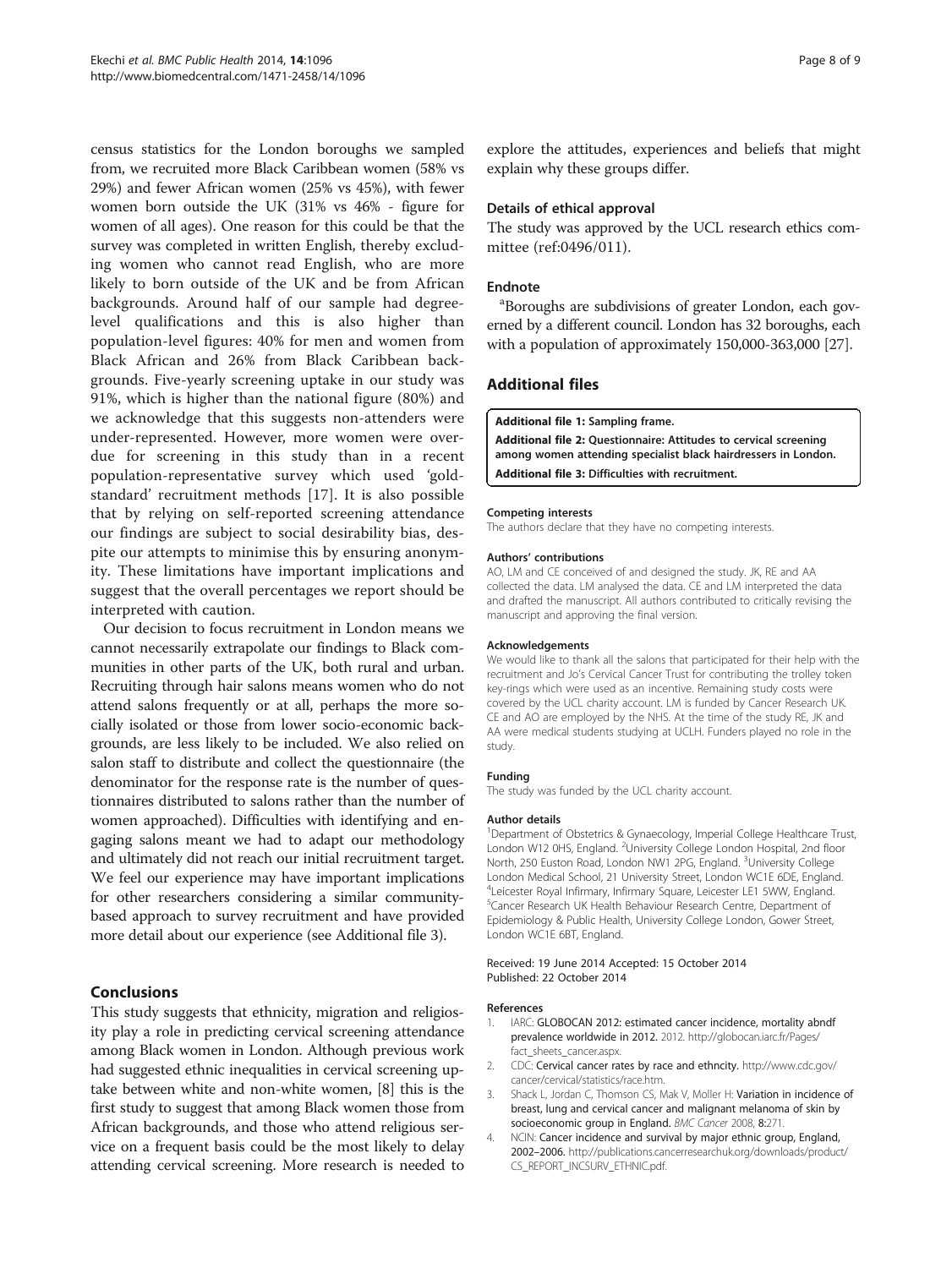census statistics for the London boroughs we sampled from, we recruited more Black Caribbean women (58% vs 29%) and fewer African women (25% vs 45%), with fewer women born outside the UK (31% vs 46% - figure for women of all ages). One reason for this could be that the survey was completed in written English, thereby excluding women who cannot read English, who are more likely to born outside of the UK and be from African backgrounds. Around half of our sample had degree-level qualifications and this is also higher than population-level figures: 40% for men and women from Black African and 26% from Black Caribbean backgrounds. Five-yearly screening uptake in our study was 91%, which is higher than the national figure (80%) and we acknowledge that this suggests non-attenders were under-represented. However, more women were overdue for screening in this study than in a recent population-representative survey which used 'gold-standard' recruitment methods [17]. It is also possible that by relying on self-reported screening attendance our findings are subject to social desirability bias, despite our attempts to minimise this by ensuring anonymity. These limitations have important implications and suggest that the overall percentages we report should be interpreted with caution.

Our decision to focus recruitment in London means we cannot necessarily extrapolate our findings to Black communities in other parts of the UK, both rural and urban. Recruiting through hair salons means women who do not attend salons frequently or at all, perhaps the more socially isolated or those from lower socio-economic backgrounds, are less likely to be included. We also relied on salon staff to distribute and collect the questionnaire (the denominator for the response rate is the number of questionnaires distributed to salons rather than the number of women approached). Difficulties with identifying and engaging salons meant we had to adapt our methodology and ultimately did not reach our initial recruitment target. We feel our experience may have important implications for other researchers considering a similar community-based approach to survey recruitment and have provided more detail about our experience (see Additional file 3).

## Conclusions

This study suggests that ethnicity, migration and religiosity play a role in predicting cervical screening attendance among Black women in London. Although previous work had suggested ethnic inequalities in cervical screening uptake between white and non-white women, [8] this is the first study to suggest that among Black women those from African backgrounds, and those who attend religious service on a frequent basis could be the most likely to delay attending cervical screening. More research is needed to explore the attitudes, experiences and beliefs that might explain why these groups differ.

### Details of ethical approval

The study was approved by the UCL research ethics committee (ref:0496/011).

### Endnote

[a]Boroughs are subdivisions of greater London, each governed by a different council. London has 32 boroughs, each with a population of approximately 150,000-363,000 [27].

## Additional files

**Additional file 1: Sampling frame.**

**Additional file 2: Questionnaire: Attitudes to cervical screening among women attending specialist black hairdressers in London.**

**Additional file 3: Difficulties with recruitment.**

#### Competing interests

The authors declare that they have no competing interests.

#### Authors' contributions

AO, LM and CE conceived of and designed the study. JK, RE and AA collected the data. LM analysed the data. CE and LM interpreted the data and drafted the manuscript. All authors contributed to critically revising the manuscript and approving the final version.

#### Acknowledgements

We would like to thank all the salons that participated for their help with the recruitment and Jo's Cervical Cancer Trust for contributing the trolley token key-rings which were used as an incentive. Remaining study costs were covered by the UCL charity account. LM is funded by Cancer Research UK. CE and AO are employed by the NHS. At the time of the study RE, JK and AA were medical students studying at UCLH. Funders played no role in the study.

#### Funding

The study was funded by the UCL charity account.

#### Author details

[1]Department of Obstetrics & Gynaecology, Imperial College Healthcare Trust, London W12 0HS, England. [2]University College London Hospital, 2nd floor North, 250 Euston Road, London NW1 2PG, England. [3]University College London Medical School, 21 University Street, London WC1E 6DE, England. [4]Leicester Royal Infirmary, Infirmary Square, Leicester LE1 5WW, England. [5]Cancer Research UK Health Behaviour Research Centre, Department of Epidemiology & Public Health, University College London, Gower Street, London WC1E 6BT, England.

Received: 19 June 2014 Accepted: 15 October 2014
Published: 22 October 2014

#### References

1. IARC: **GLOBOCAN 2012: estimated cancer incidence, mortality abndf prevalence worldwide in 2012.** 2012. http://globocan.iarc.fr/Pages/fact_sheets_cancer.aspx.
2. CDC: **Cervical cancer rates by race and ethncity.** http://www.cdc.gov/cancer/cervical/statistics/race.htm.
3. Shack L, Jordan C, Thomson CS, Mak V, Moller H: **Variation in incidence of breast, lung and cervical cancer and malignant melanoma of skin by socioeconomic group in England.** *BMC Cancer* 2008, **8:**271.
4. NCIN: **Cancer incidence and survival by major ethnic group, England, 2002–2006.** http://publications.cancerresearchuk.org/downloads/product/CS_REPORT_INCSURV_ETHNIC.pdf.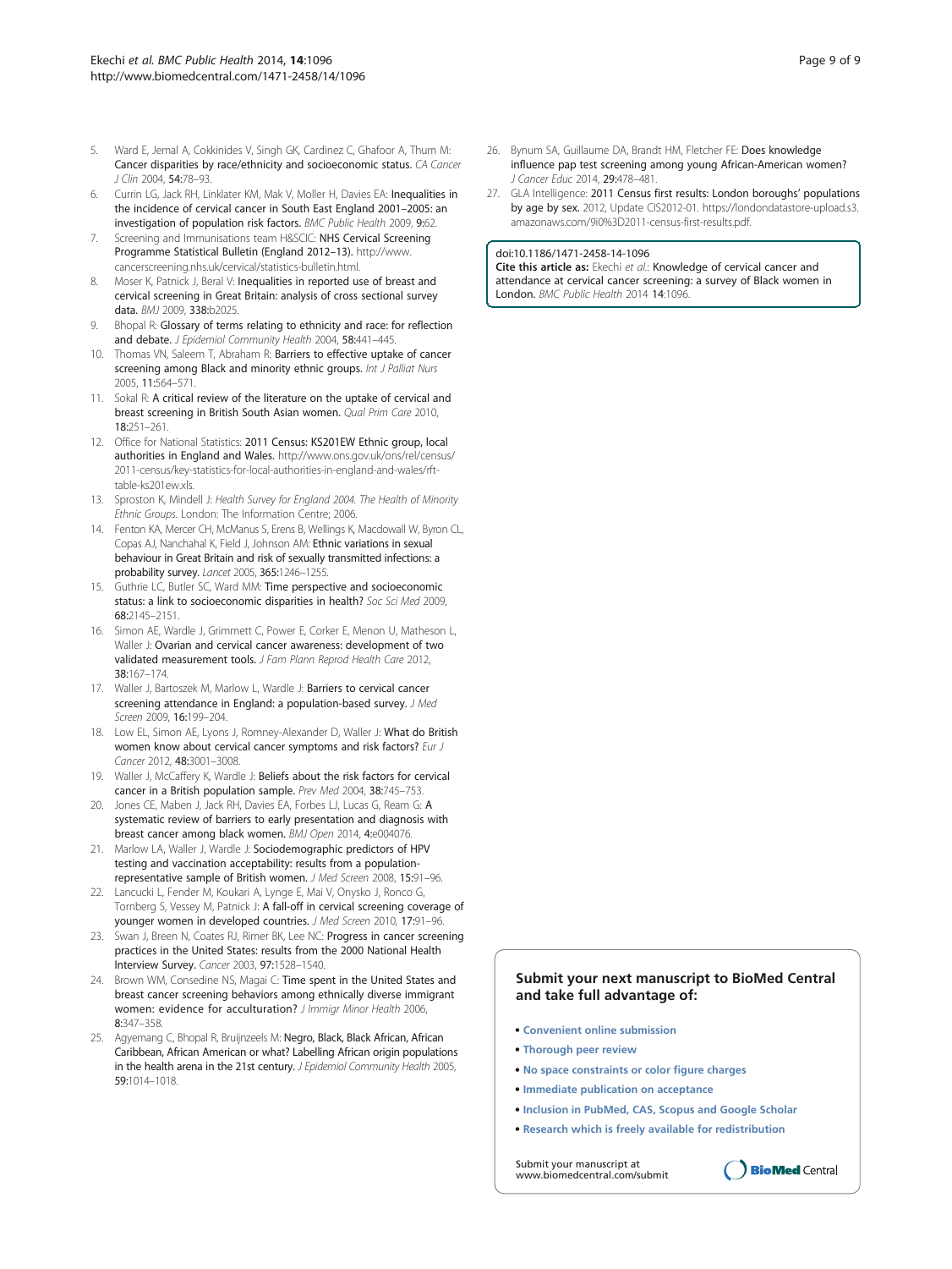5. Ward E, Jemal A, Cokkinides V, Singh GK, Cardinez C, Ghafoor A, Thun M: **Cancer disparities by race/ethnicity and socioeconomic status.** *CA Cancer J Clin* 2004, **54:**78–93.
6. Currin LG, Jack RH, Linklater KM, Mak V, Moller H, Davies EA: **Inequalities in the incidence of cervical cancer in South East England 2001–2005: an investigation of population risk factors.** *BMC Public Health* 2009, **9:**62.
7. Screening and Immunisations team H&SCIC: **NHS Cervical Screening Programme Statistical Bulletin (England 2012–13).** http://www.cancerscreening.nhs.uk/cervical/statistics-bulletin.html.
8. Moser K, Patnick J, Beral V: **Inequalities in reported use of breast and cervical screening in Great Britain: analysis of cross sectional survey data.** *BMJ* 2009, **338:**b2025.
9. Bhopal R: **Glossary of terms relating to ethnicity and race: for reflection and debate.** *J Epidemiol Community Health* 2004, **58:**441–445.
10. Thomas VN, Saleem T, Abraham R: **Barriers to effective uptake of cancer screening among Black and minority ethnic groups.** *Int J Palliat Nurs* 2005, **11:**564–571.
11. Sokal R: **A critical review of the literature on the uptake of cervical and breast screening in British South Asian women.** *Qual Prim Care* 2010, **18:**251–261.
12. Office for National Statistics: **2011 Census: KS201EW Ethnic group, local authorities in England and Wales.** http://www.ons.gov.uk/ons/rel/census/2011-census/key-statistics-for-local-authorities-in-england-and-wales/rft-table-ks201ew.xls.
13. Sproston K, Mindell J: *Health Survey for England 2004. The Health of Minority Ethnic Groups.* London: The Information Centre; 2006.
14. Fenton KA, Mercer CH, McManus S, Erens B, Wellings K, Macdowall W, Byron CL, Copas AJ, Nanchahal K, Field J, Johnson AM: **Ethnic variations in sexual behaviour in Great Britain and risk of sexually transmitted infections: a probability survey.** *Lancet* 2005, **365:**1246–1255.
15. Guthrie LC, Butler SC, Ward MM: **Time perspective and socioeconomic status: a link to socioeconomic disparities in health?** *Soc Sci Med* 2009, **68:**2145–2151.
16. Simon AE, Wardle J, Grimmett C, Power E, Corker E, Menon U, Matheson L, Waller J: **Ovarian and cervical cancer awareness: development of two validated measurement tools.** *J Fam Plann Reprod Health Care* 2012, **38:**167–174.
17. Waller J, Bartoszek M, Marlow L, Wardle J: **Barriers to cervical cancer screening attendance in England: a population-based survey.** *J Med Screen* 2009, **16:**199–204.
18. Low EL, Simon AE, Lyons J, Romney-Alexander D, Waller J: **What do British women know about cervical cancer symptoms and risk factors?** *Eur J Cancer* 2012, **48:**3001–3008.
19. Waller J, McCaffery K, Wardle J: **Beliefs about the risk factors for cervical cancer in a British population sample.** *Prev Med* 2004, **38:**745–753.
20. Jones CE, Maben J, Jack RH, Davies EA, Forbes LJ, Lucas G, Ream G: **A systematic review of barriers to early presentation and diagnosis with breast cancer among black women.** *BMJ Open* 2014, **4:**e004076.
21. Marlow LA, Waller J, Wardle J: **Sociodemographic predictors of HPV testing and vaccination acceptability: results from a population-representative sample of British women.** *J Med Screen* 2008, **15:**91–96.
22. Lancucki L, Fender M, Koukari A, Lynge E, Mai V, Onysko J, Ronco G, Tornberg S, Vessey M, Patnick J: **A fall-off in cervical screening coverage of younger women in developed countries.** *J Med Screen* 2010, **17:**91–96.
23. Swan J, Breen N, Coates RJ, Rimer BK, Lee NC: **Progress in cancer screening practices in the United States: results from the 2000 National Health Interview Survey.** *Cancer* 2003, **97:**1528–1540.
24. Brown WM, Consedine NS, Magai C: **Time spent in the United States and breast cancer screening behaviors among ethnically diverse immigrant women: evidence for acculturation?** *J Immigr Minor Health* 2006, **8:**347–358.
25. Agyemang C, Bhopal R, Bruijnzeels M: **Negro, Black, Black African, African Caribbean, African American or what? Labelling African origin populations in the health arena in the 21st century.** *J Epidemiol Community Health* 2005, **59:**1014–1018.
26. Bynum SA, Guillaume DA, Brandt HM, Fletcher FE: **Does knowledge influence pap test screening among young African-American women?** *J Cancer Educ* 2014, **29:**478–481.
27. GLA Intelligence: **2011 Census first results: London boroughs' populations by age by sex.** 2012, Update CIS2012-01. https://londondatastore-upload.s3.amazonaws.com/9i0%3D2011-census-first-results.pdf.

doi:10.1186/1471-2458-14-1096

**Cite this article as:** Ekechi *et al.*: Knowledge of cervical cancer and attendance at cervical cancer screening: a survey of Black women in London. *BMC Public Health* 2014 **14**:1096.

**Submit your next manuscript to BioMed Central and take full advantage of:**

- **Convenient online submission**
- **Thorough peer review**
- **No space constraints or color figure charges**
- **Immediate publication on acceptance**
- **Inclusion in PubMed, CAS, Scopus and Google Scholar**
- **Research which is freely available for redistribution**

Submit your manuscript at www.biomedcentral.com/submit

BioMed Central